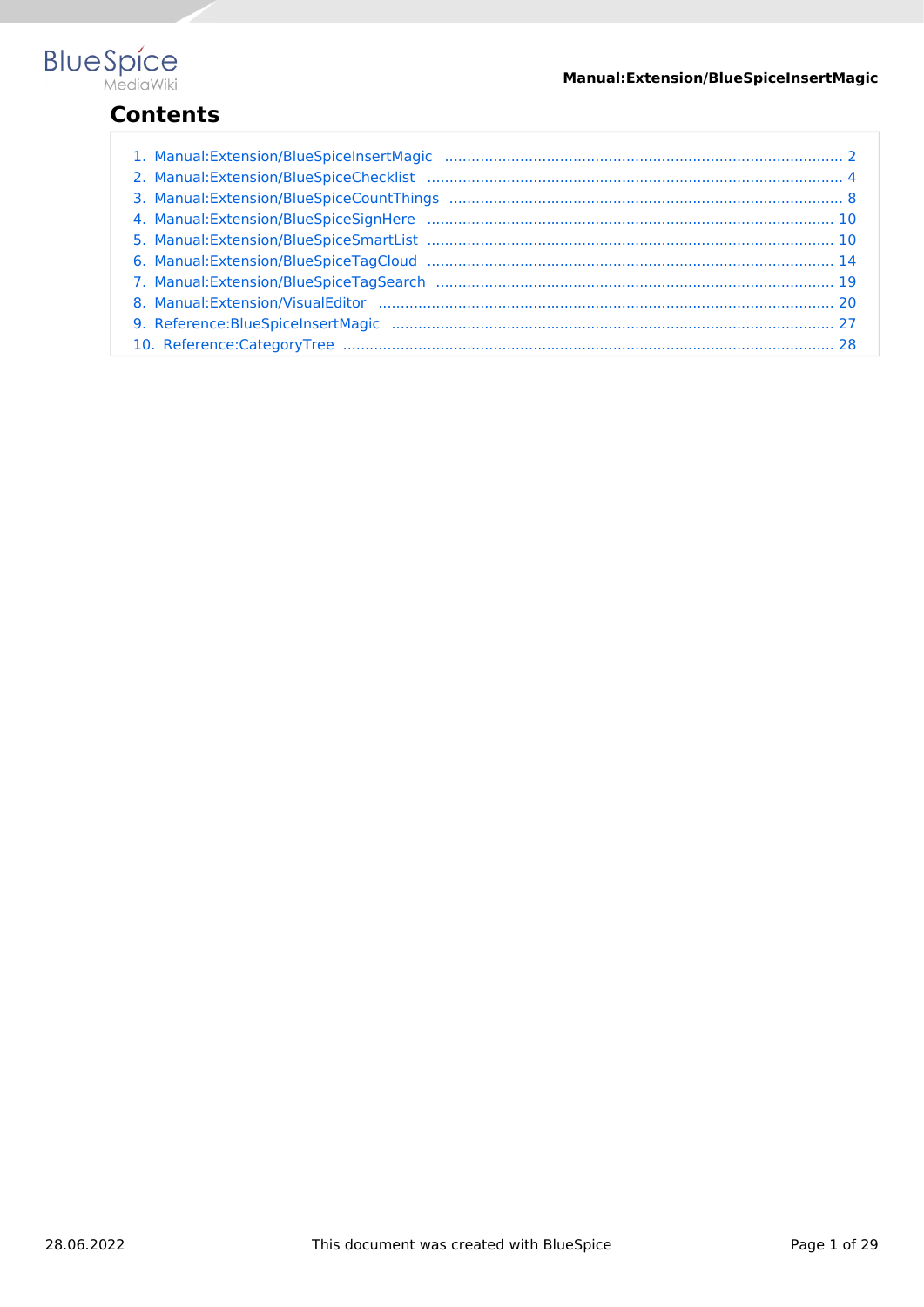# Contents

1. Manual:Extension/BlueSpiceInsertMagic ........................................................................................ 2
2. Manual:Extension/BlueSpiceChecklist ............................................................................................ 4
3. Manual:Extension/BlueSpiceCountThings ....................................................................................... 8
4. Manual:Extension/BlueSpiceSignHere .......................................................................................... 10
5. Manual:Extension/BlueSpiceSmartList .......................................................................................... 10
6. Manual:Extension/BlueSpiceTagCloud .......................................................................................... 14
7. Manual:Extension/BlueSpiceTagSearch ........................................................................................ 19
8. Manual:Extension/VisualEditor ..................................................................................................... 20
9. Reference:BlueSpiceInsertMagic ................................................................................................... 27
10. Reference:CategoryTree ............................................................................................................. 28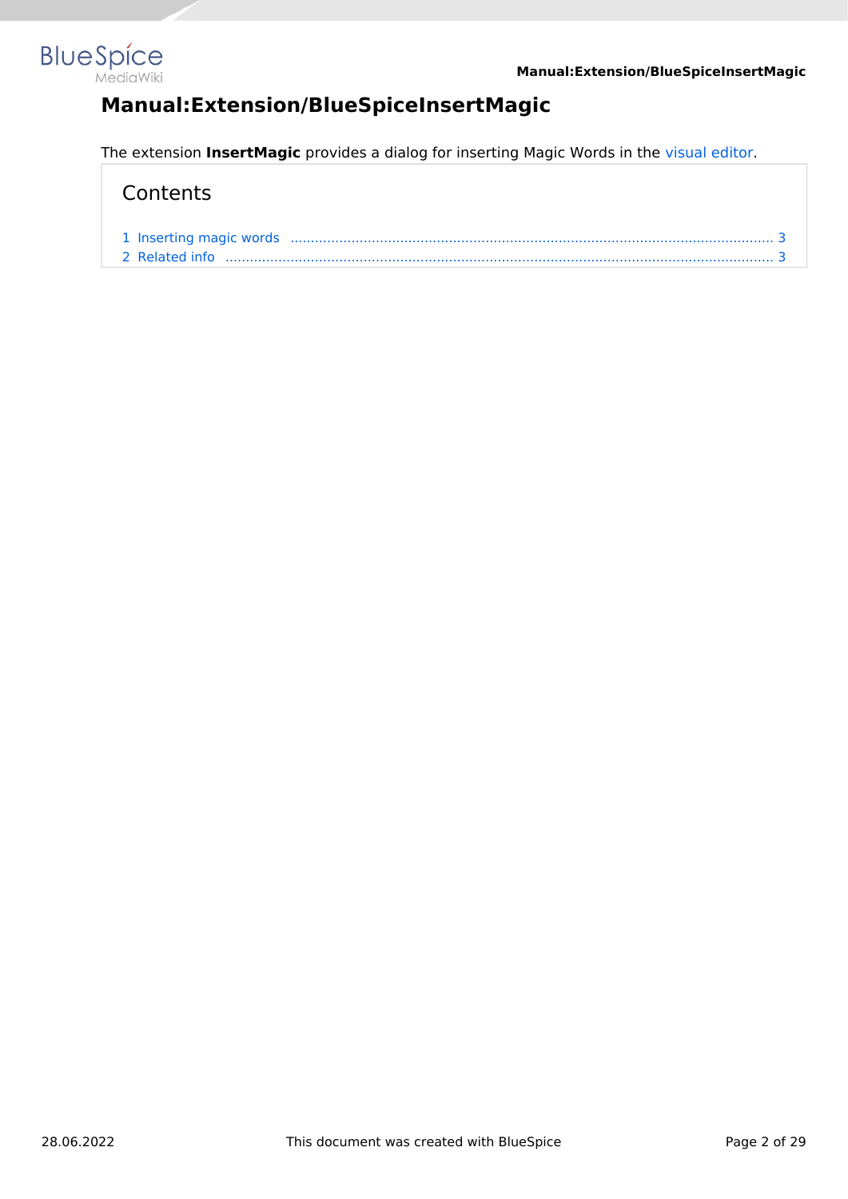# Manual:Extension/BlueSpiceInsertMagic

The extension **InsertMagic** provides a dialog for inserting Magic Words in the visual editor.

Contents

1 Inserting magic words ..................................................................................................................... 3
2 Related info ..................................................................................................................................... 3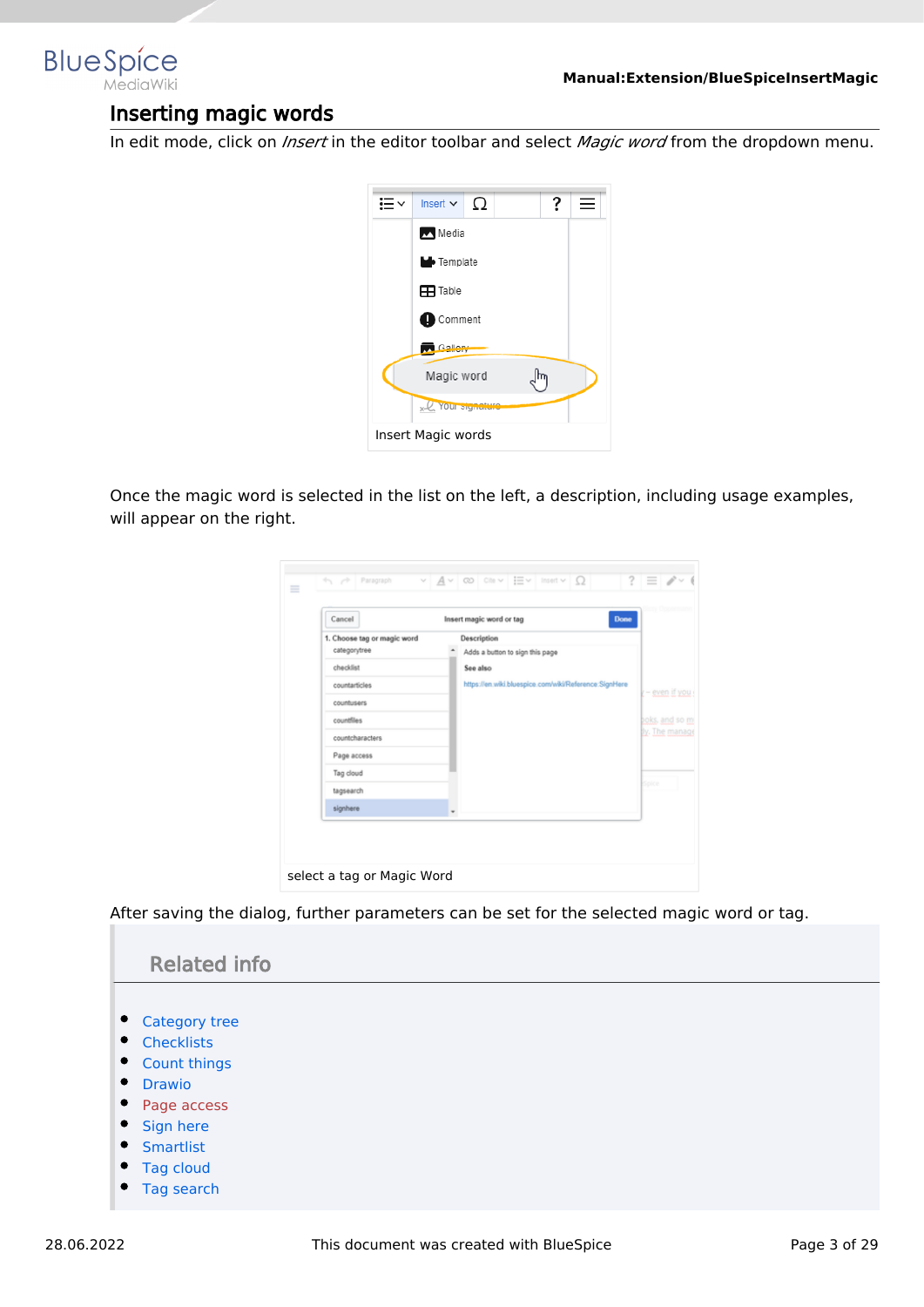## Inserting magic words

In edit mode, click on *Insert* in the editor toolbar and select *Magic word* from the dropdown menu.

Insert Magic words

Once the magic word is selected in the list on the left, a description, including usage examples, will appear on the right.

select a tag or Magic Word

After saving the dialog, further parameters can be set for the selected magic word or tag.

## Related info

- Category tree
- Checklists
- Count things
- Drawio
- Page access
- Sign here
- Smartlist
- Tag cloud
- Tag search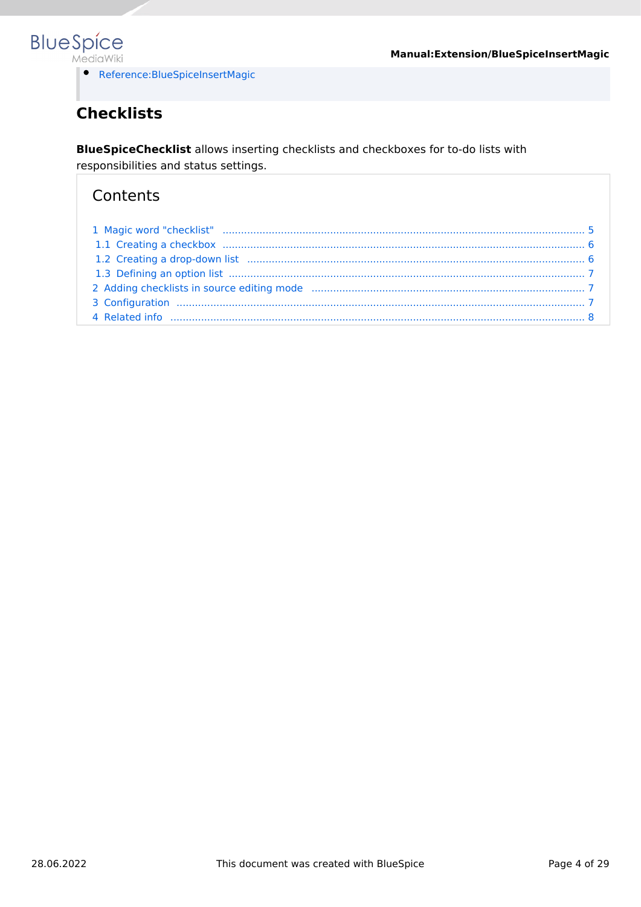- Reference:BlueSpiceInsertMagic

## Checklists

**BlueSpiceChecklist** allows inserting checklists and checkboxes for to-do lists with responsibilities and status settings.

Contents

1 Magic word "checklist" ..... 5
1.1 Creating a checkbox ..... 6
1.2 Creating a drop-down list ..... 6
1.3 Defining an option list ..... 7
2 Adding checklists in source editing mode ..... 7
3 Configuration ..... 7
4 Related info ..... 8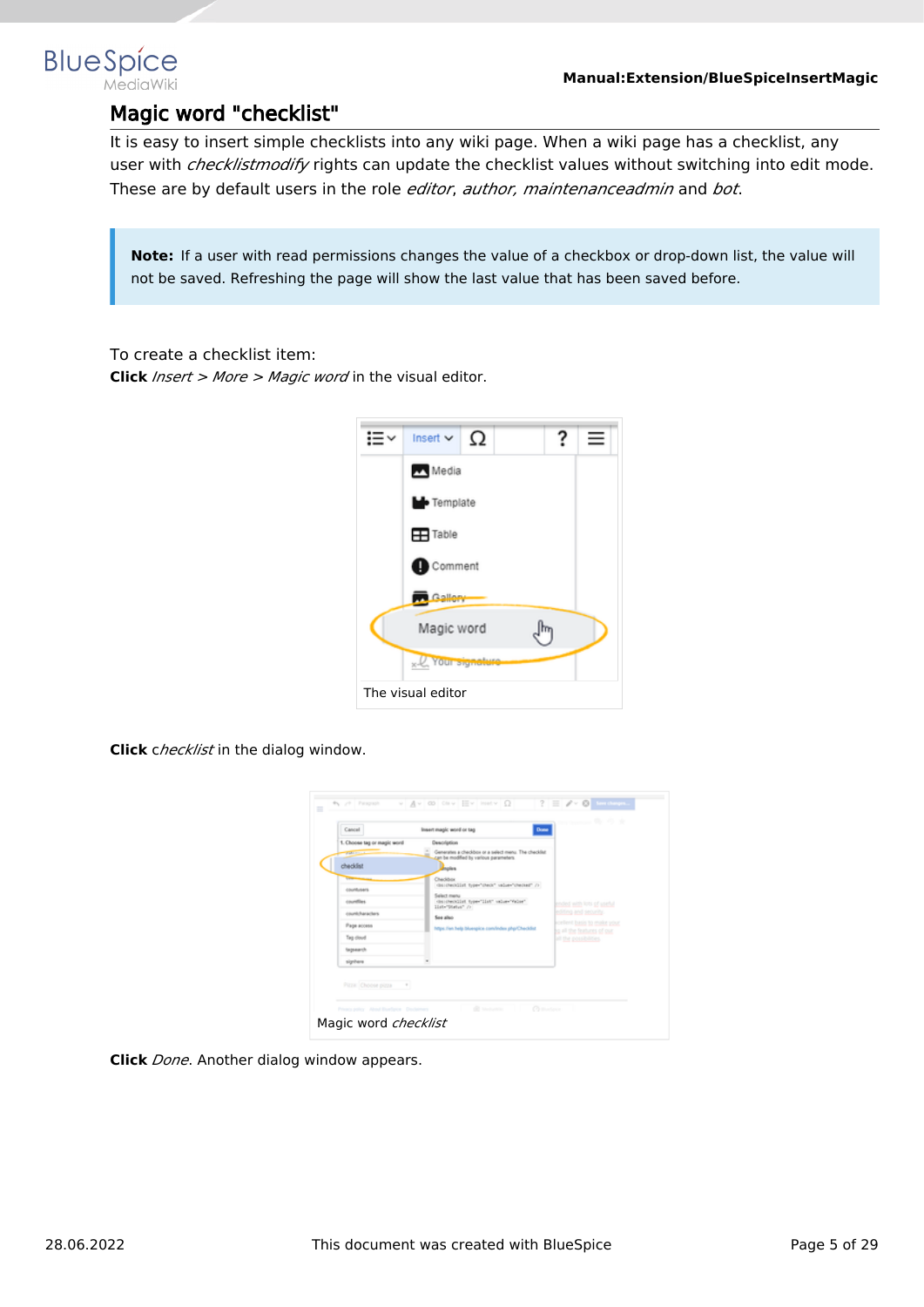## Magic word "checklist"

It is easy to insert simple checklists into any wiki page. When a wiki page has a checklist, any user with *checklistmodify* rights can update the checklist values without switching into edit mode. These are by default users in the role *editor*, *author, maintenanceadmin* and *bot*.

> **Note:** If a user with read permissions changes the value of a checkbox or drop-down list, the value will not be saved. Refreshing the page will show the last value that has been saved before.

To create a checklist item:

**Click** *Insert > More > Magic word* in the visual editor.

The visual editor

**Click** *checklist* in the dialog window.

Magic word *checklist*

**Click** *Done*. Another dialog window appears.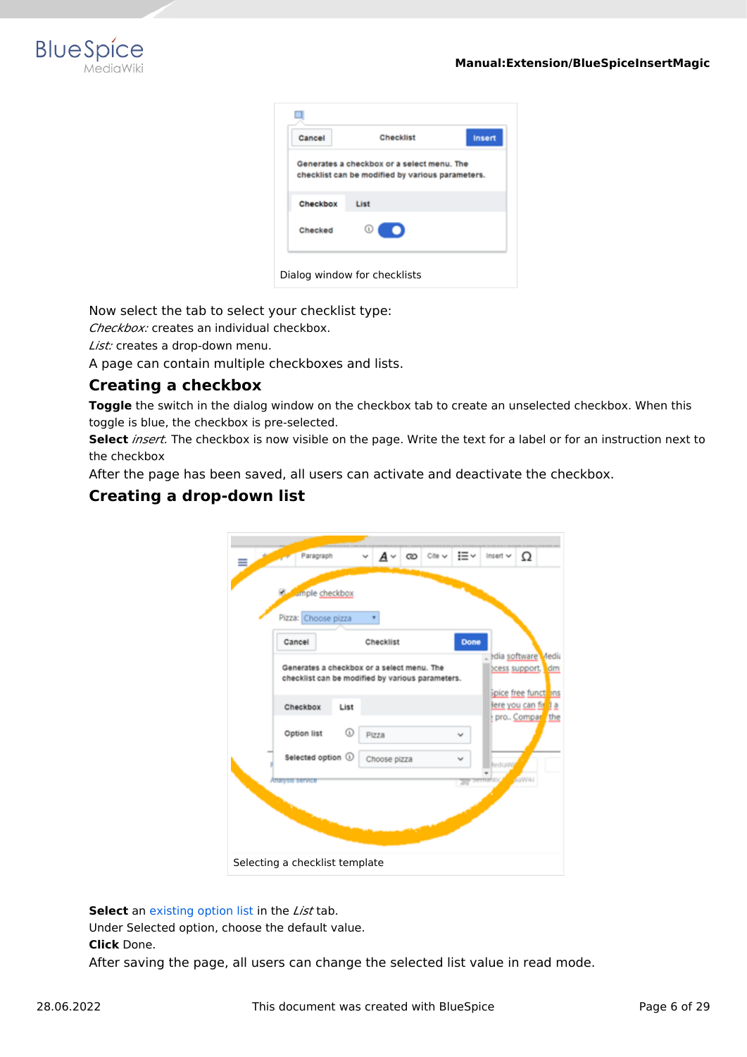Dialog window for checklists

Now select the tab to select your checklist type:
*Checkbox:* creates an individual checkbox.
*List:* creates a drop-down menu.
A page can contain multiple checkboxes and lists.

## Creating a checkbox

**Toggle** the switch in the dialog window on the checkbox tab to create an unselected checkbox. When this toggle is blue, the checkbox is pre-selected.
**Select** *insert*. The checkbox is now visible on the page. Write the text for a label or for an instruction next to the checkbox
After the page has been saved, all users can activate and deactivate the checkbox.

## Creating a drop-down list

Selecting a checklist template

**Select** an existing option list in the *List* tab.
Under Selected option, choose the default value.
**Click** Done.
After saving the page, all users can change the selected list value in read mode.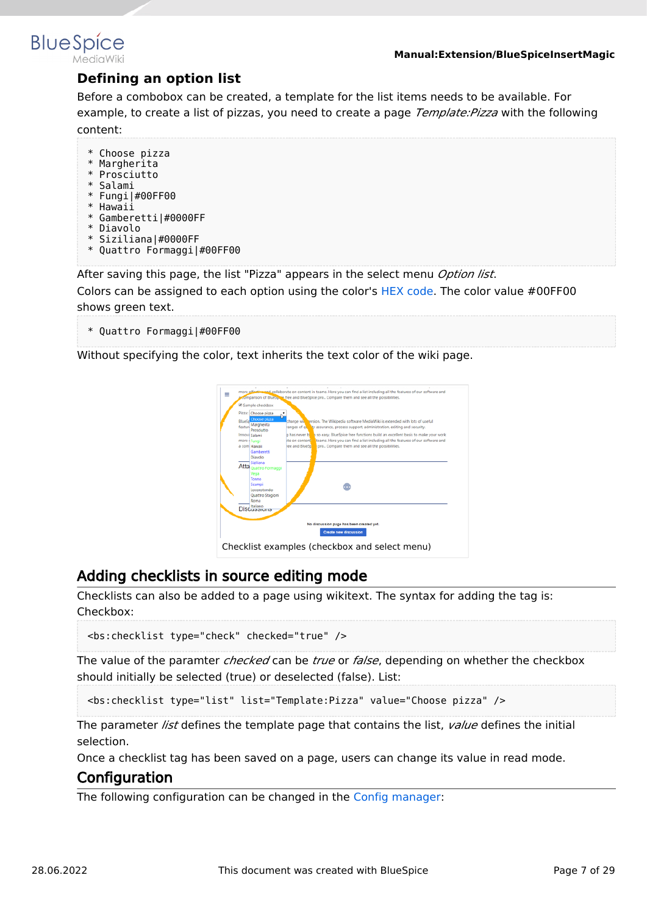### Defining an option list

Before a combobox can be created, a template for the list items needs to be available. For example, to create a list of pizzas, you need to create a page *Template:Pizza* with the following content:

```
* Choose pizza
* Margherita
* Prosciutto
* Salami
* Fungi|#00FF00
* Hawaii
* Gamberetti|#0000FF
* Diavolo
* Siziliana|#0000FF
* Quattro Formaggi|#00FF00
```

After saving this page, the list "Pizza" appears in the select menu *Option list*.
Colors can be assigned to each option using the color's HEX code. The color value #00FF00 shows green text.

```
* Quattro Formaggi|#00FF00
```

Without specifying the color, text inherits the text color of the wiki page.

Checklist examples (checkbox and select menu)

## Adding checklists in source editing mode

Checklists can also be added to a page using wikitext. The syntax for adding the tag is:
Checkbox:

```
<bs:checklist type="check" checked="true" />
```

The value of the paramter *checked* can be *true* or *false*, depending on whether the checkbox should initially be selected (true) or deselected (false). List:

```
<bs:checklist type="list" list="Template:Pizza" value="Choose pizza" />
```

The parameter *list* defines the template page that contains the list, *value* defines the initial selection.
Once a checklist tag has been saved on a page, users can change its value in read mode.

## Configuration

The following configuration can be changed in the Config manager: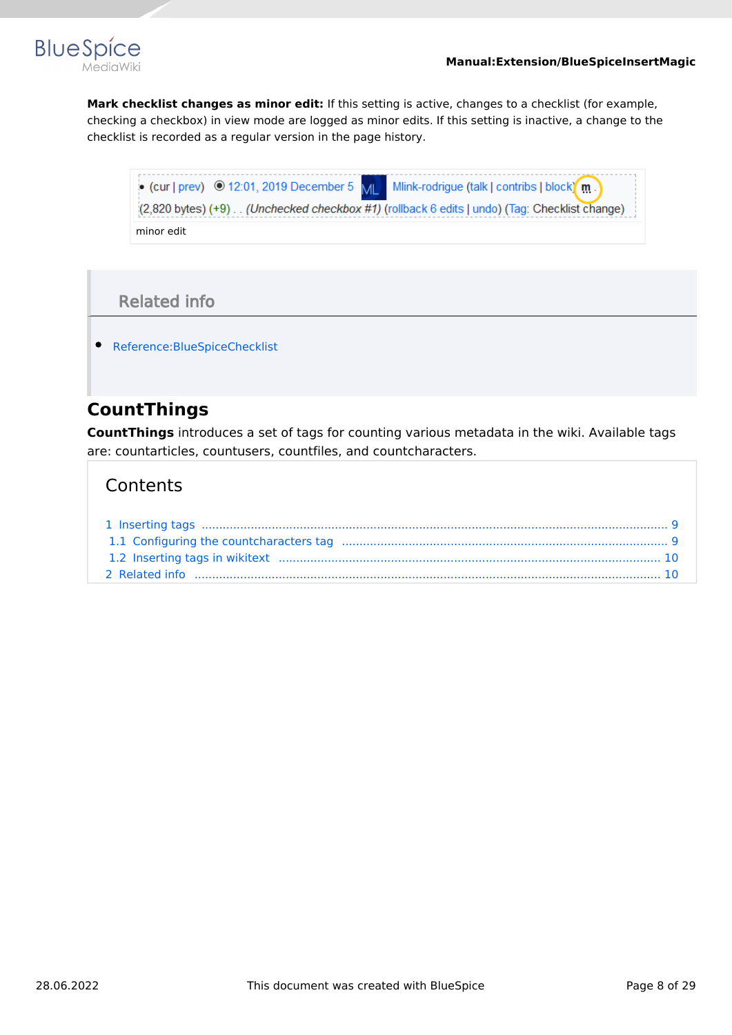**Mark checklist changes as minor edit:** If this setting is active, changes to a checklist (for example, checking a checkbox) in view mode are logged as minor edits. If this setting is inactive, a change to the checklist is recorded as a regular version in the page history.

- (cur | prev) 12:01, 2019 December 5 ML Mlink-rodrigue (talk | contribs | block) m . (2,820 bytes) (+9) . . *(Unchecked checkbox #1)* (rollback 6 edits | undo) (Tag: Checklist change)

minor edit

## Related info

- Reference:BlueSpiceChecklist

# CountThings

**CountThings** introduces a set of tags for counting various metadata in the wiki. Available tags are: countarticles, countusers, countfiles, and countcharacters.

Contents

1 Inserting tags ..... 9
1.1 Configuring the countcharacters tag ..... 9
1.2 Inserting tags in wikitext ..... 10
2 Related info ..... 10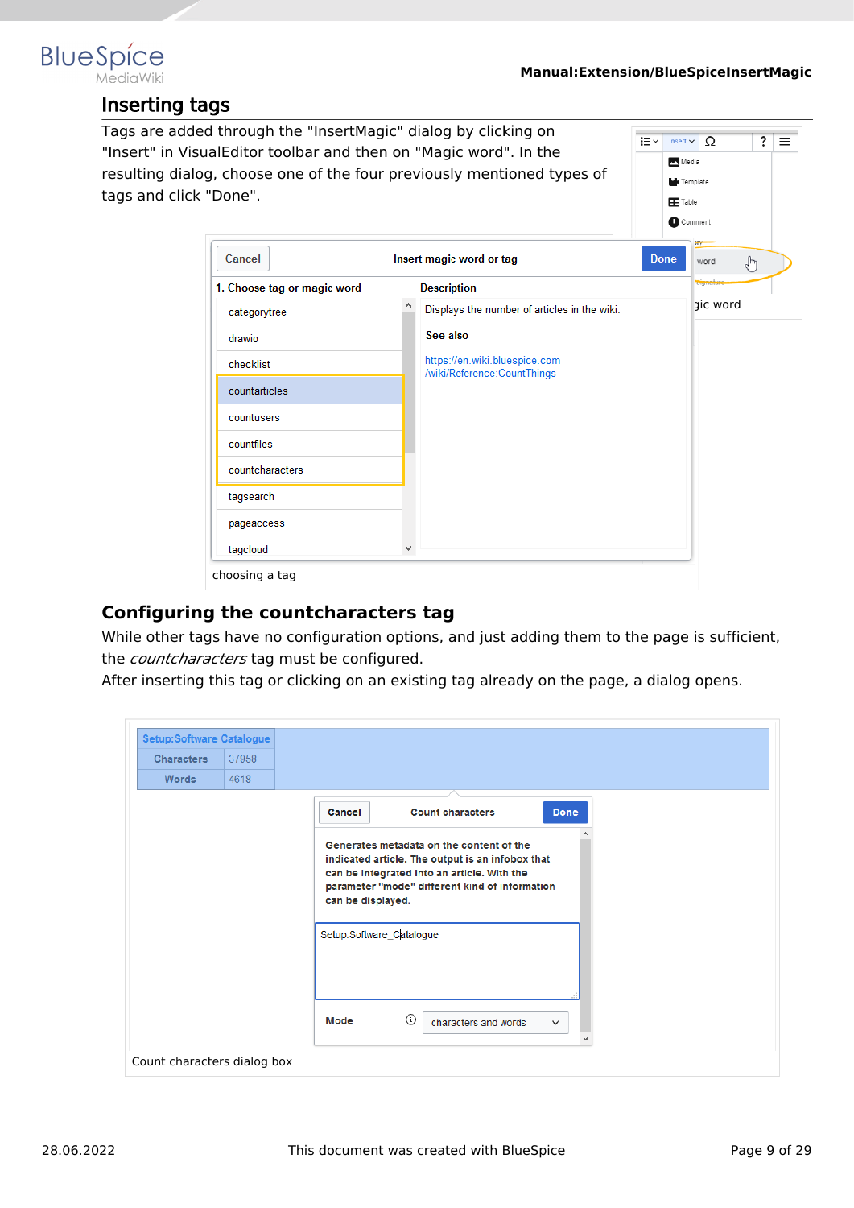## Inserting tags

Tags are added through the "InsertMagic" dialog by clicking on "Insert" in VisualEditor toolbar and then on "Magic word". In the resulting dialog, choose one of the four previously mentioned types of tags and click "Done".

gic word

choosing a tag

## Configuring the countcharacters tag

While other tags have no configuration options, and just adding them to the page is sufficient, the *countcharacters* tag must be configured.

After inserting this tag or clicking on an existing tag already on the page, a dialog opens.

Count characters dialog box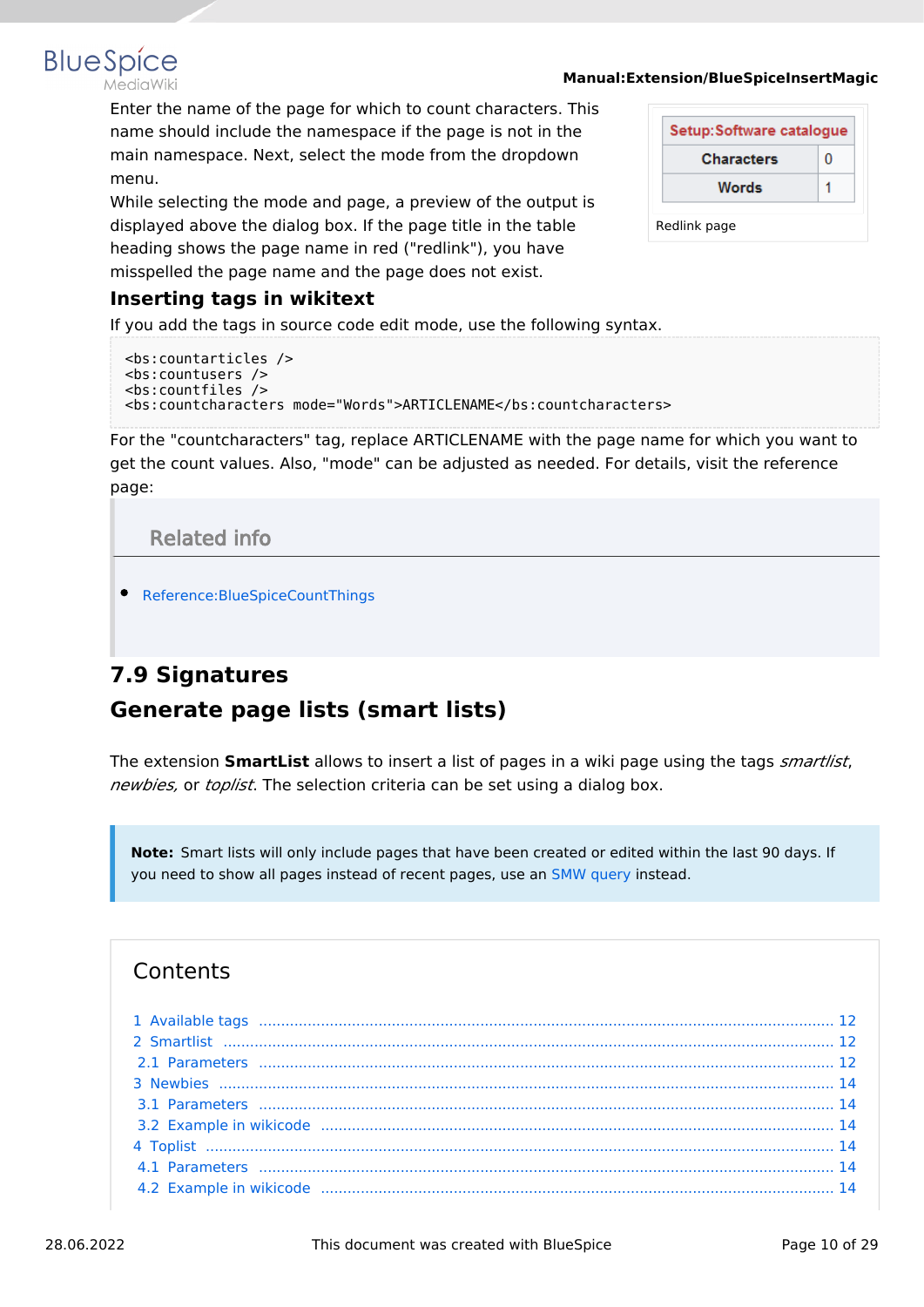Enter the name of the page for which to count characters. This name should include the namespace if the page is not in the main namespace. Next, select the mode from the dropdown menu.

While selecting the mode and page, a preview of the output is displayed above the dialog box. If the page title in the table heading shows the page name in red ("redlink"), you have misspelled the page name and the page does not exist.

| Setup:Software catalogue | |
|---|---|
| Characters | 0 |
| Words | 1 |

Redlink page

### Inserting tags in wikitext

If you add the tags in source code edit mode, use the following syntax.

```
<bs:countarticles />
<bs:countusers />
<bs:countfiles />
<bs:countcharacters mode="Words">ARTICLENAME</bs:countcharacters>
```

For the "countcharacters" tag, replace ARTICLENAME with the page name for which you want to get the count values. Also, "mode" can be adjusted as needed. For details, visit the reference page:

**Related info**

- Reference:BlueSpiceCountThings

## 7.9 Signatures

## Generate page lists (smart lists)

The extension **SmartList** allows to insert a list of pages in a wiki page using the tags *smartlist*, *newbies,* or *toplist*. The selection criteria can be set using a dialog box.

> **Note:** Smart lists will only include pages that have been created or edited within the last 90 days. If you need to show all pages instead of recent pages, use an SMW query instead.

**Contents**

- 1 Available tags ..... 12
- 2 Smartlist ..... 12
  - 2.1 Parameters ..... 12
- 3 Newbies ..... 14
  - 3.1 Parameters ..... 14
  - 3.2 Example in wikicode ..... 14
- 4 Toplist ..... 14
  - 4.1 Parameters ..... 14
  - 4.2 Example in wikicode ..... 14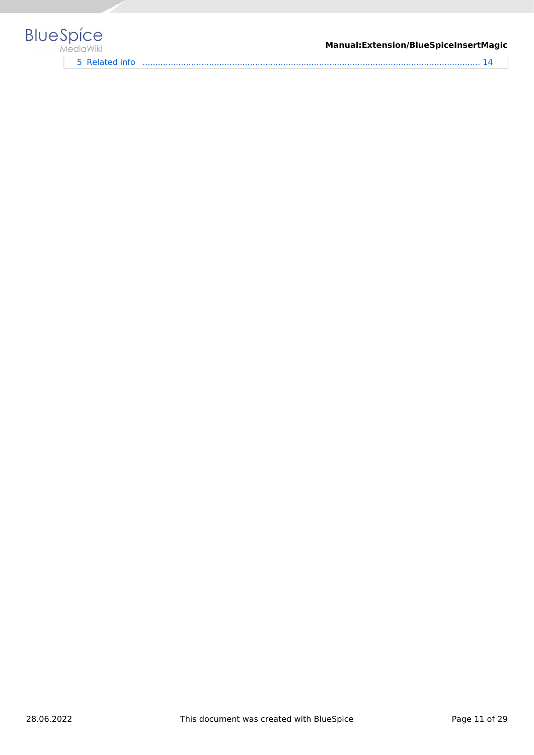5 Related info .................................................................................................................................... 14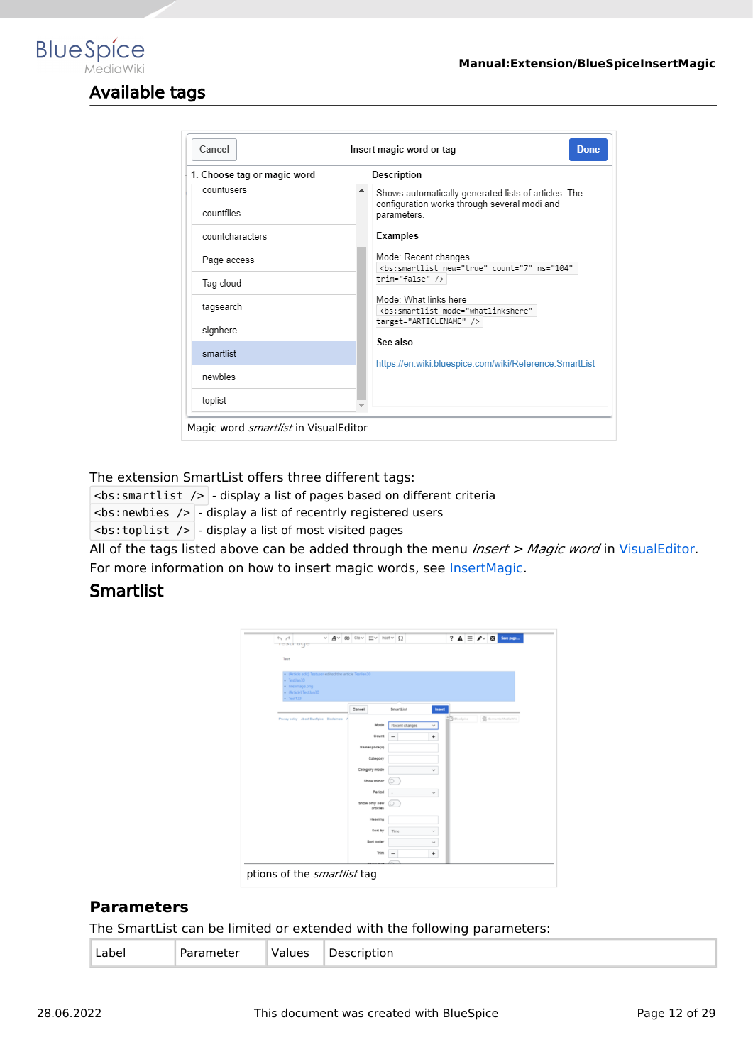## Available tags

Magic word *smartlist* in VisualEditor

The extension SmartList offers three different tags:

`<bs:smartlist />` - display a list of pages based on different criteria

`<bs:newbies />` - display a list of recently registered users

`<bs:toplist />` - display a list of most visited pages

All of the tags listed above can be added through the menu *Insert > Magic word* in VisualEditor.

For more information on how to insert magic words, see InsertMagic.

## Smartlist

ptions of the *smartlist* tag

### Parameters

The SmartList can be limited or extended with the following parameters:

| Label | Parameter | Values | Description |
|---|---|---|---|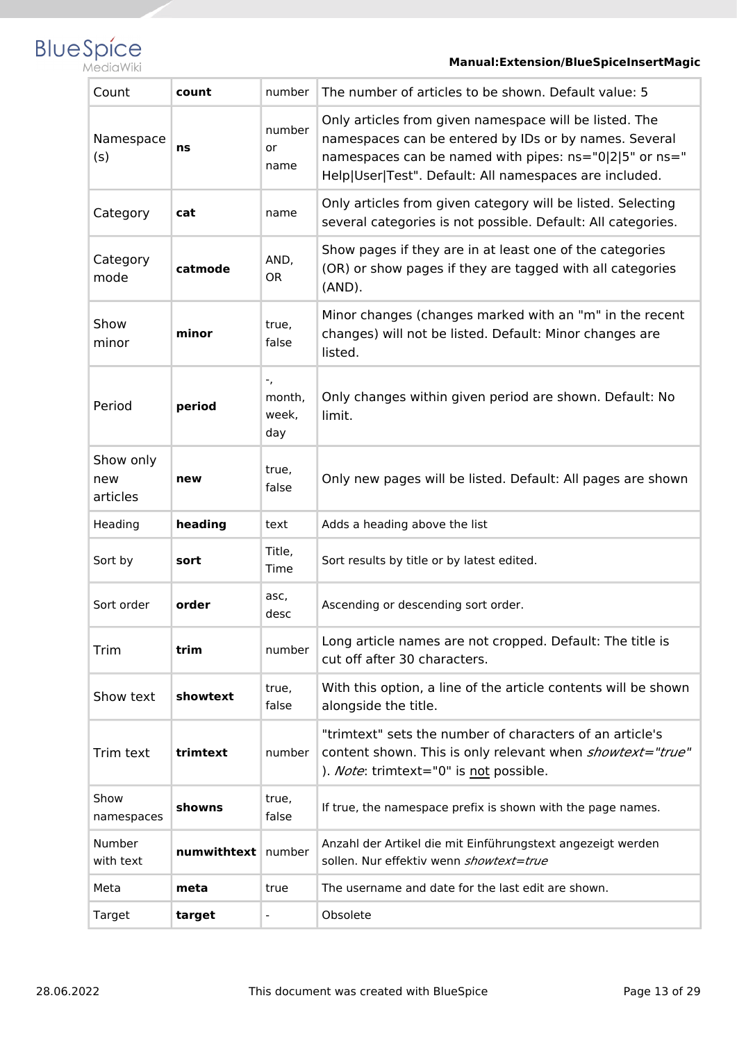| Count | **count** | number | The number of articles to be shown. Default value: 5 |
|---|---|---|---|
| Namespace (s) | **ns** | number or name | Only articles from given namespace will be listed. The namespaces can be entered by IDs or by names. Several namespaces can be named with pipes: ns="0|2|5" or ns="Help|User|Test". Default: All namespaces are included. |
| Category | **cat** | name | Only articles from given category will be listed. Selecting several categories is not possible. Default: All categories. |
| Category mode | **catmode** | AND, OR | Show pages if they are in at least one of the categories (OR) or show pages if they are tagged with all categories (AND). |
| Show minor | **minor** | true, false | Minor changes (changes marked with an "m" in the recent changes) will not be listed. Default: Minor changes are listed. |
| Period | **period** | -, month, week, day | Only changes within given period are shown. Default: No limit. |
| Show only new articles | **new** | true, false | Only new pages will be listed. Default: All pages are shown |
| Heading | **heading** | text | Adds a heading above the list |
| Sort by | **sort** | Title, Time | Sort results by title or by latest edited. |
| Sort order | **order** | asc, desc | Ascending or descending sort order. |
| Trim | **trim** | number | Long article names are not cropped. Default: The title is cut off after 30 characters. |
| Show text | **showtext** | true, false | With this option, a line of the article contents will be shown alongside the title. |
| Trim text | **trimtext** | number | "trimtext" sets the number of characters of an article's content shown. This is only relevant when *showtext="true"*). *Note*: trimtext="0" is <u>not</u> possible. |
| Show namespaces | **showns** | true, false | If true, the namespace prefix is shown with the page names. |
| Number with text | **numwithtext** | number | Anzahl der Artikel die mit Einführungstext angezeigt werden sollen. Nur effektiv wenn *showtext=true* |
| Meta | **meta** | true | The username and date for the last edit are shown. |
| Target | **target** | - | Obsolete |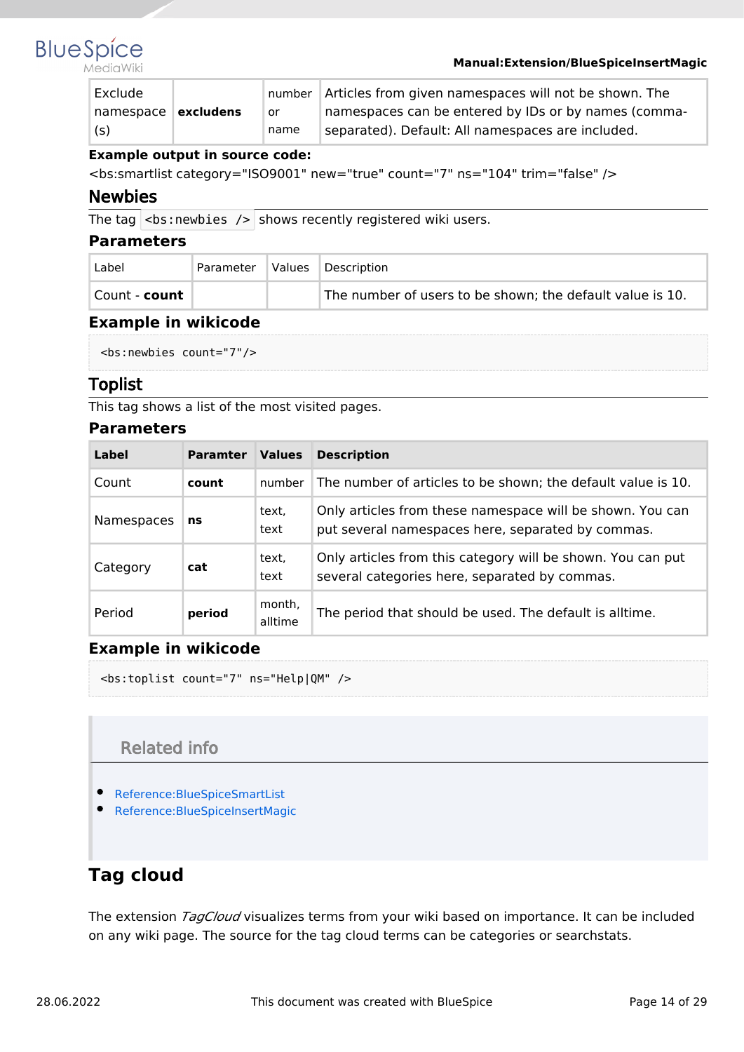| Exclude namespace (s) | **excludens** | number or name | Articles from given namespaces will not be shown. The namespaces can be entered by IDs or by names (comma-separated). Default: All namespaces are included. |
|---|---|---|---|

**Example output in source code:**

<bs:smartlist category="ISO9001" new="true" count="7" ns="104" trim="false" />

## Newbies

The tag `<bs:newbies />` shows recently registered wiki users.

### Parameters

| Label | Parameter | Values | Description |
|---|---|---|---|
| Count - **count** | | | The number of users to be shown; the default value is 10. |

### Example in wikicode

```
<bs:newbies count="7"/>
```

## Toplist

This tag shows a list of the most visited pages.

### Parameters

| Label | Paramter | Values | Description |
|---|---|---|---|
| Count | **count** | number | The number of articles to be shown; the default value is 10. |
| Namespaces | **ns** | text, text | Only articles from these namespace will be shown. You can put several namespaces here, separated by commas. |
| Category | **cat** | text, text | Only articles from this category will be shown. You can put several categories here, separated by commas. |
| Period | **period** | month, alltime | The period that should be used. The default is alltime. |

### Example in wikicode

```
<bs:toplist count="7" ns="Help|QM" />
```

### Related info

- Reference:BlueSpiceSmartList
- Reference:BlueSpiceInsertMagic

# Tag cloud

The extension *TagCloud* visualizes terms from your wiki based on importance. It can be included on any wiki page. The source for the tag cloud terms can be categories or searchstats.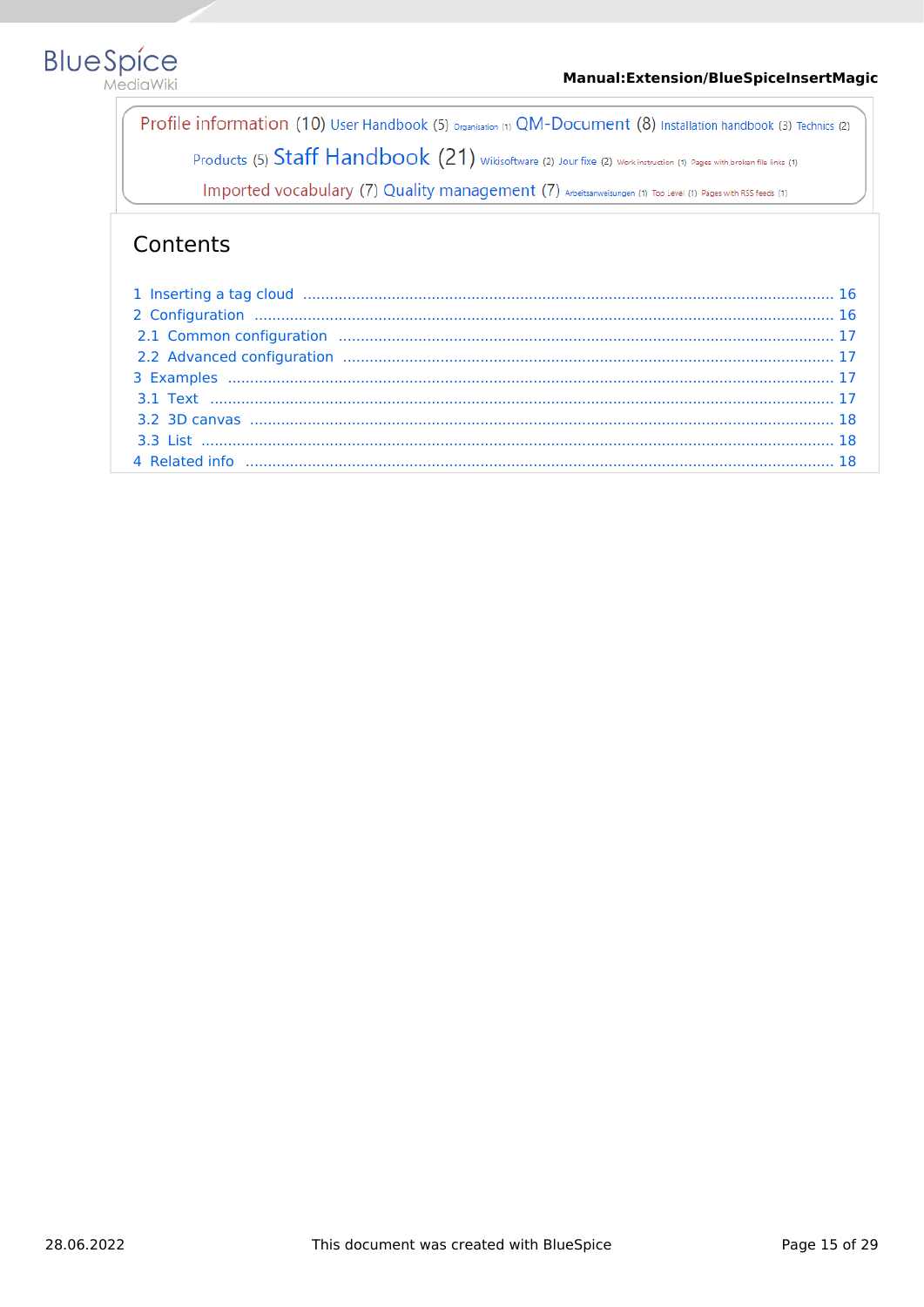Profile information (10) User Handbook (5) Organisation (1) QM-Document (8) Installation handbook (3) Technics (2)

Products (5) Staff Handbook (21) Wikisoftware (2) Jour fixe (2) Work instruction (1) Pages with broken file links (1)

Imported vocabulary (7) Quality management (7) Arbeitsanweisungen (1) Top Level (1) Pages with RSS feeds (1)

## Contents

1 Inserting a tag cloud ..................................................... 16
2 Configuration ..................................................... 16
2.1 Common configuration ..................................................... 17
2.2 Advanced configuration ..................................................... 17
3 Examples ..................................................... 17
3.1 Text ..................................................... 17
3.2 3D canvas ..................................................... 18
3.3 List ..................................................... 18
4 Related info ..................................................... 18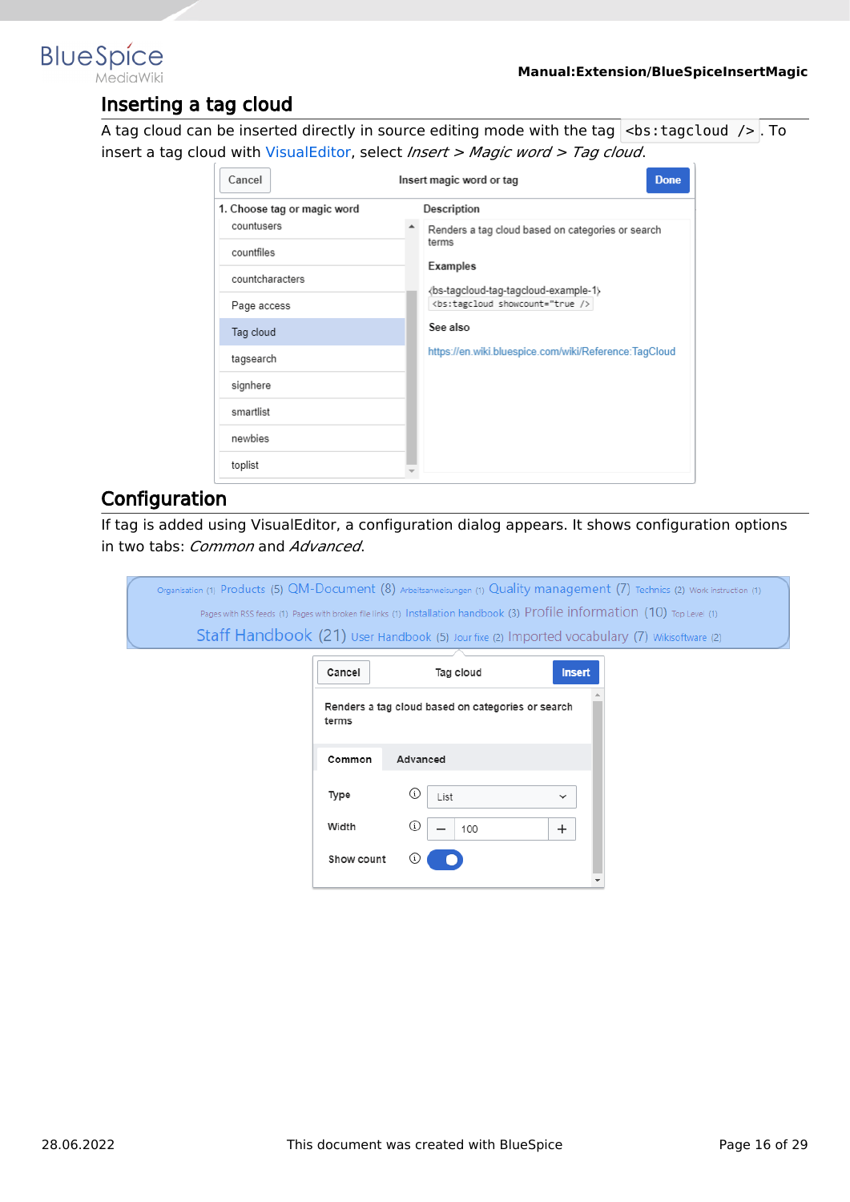## Inserting a tag cloud

A tag cloud can be inserted directly in source editing mode with the tag `<bs:tagcloud />`. To insert a tag cloud with VisualEditor, select *Insert > Magic word > Tag cloud*.

## Configuration

If tag is added using VisualEditor, a configuration dialog appears. It shows configuration options in two tabs: *Common* and *Advanced*.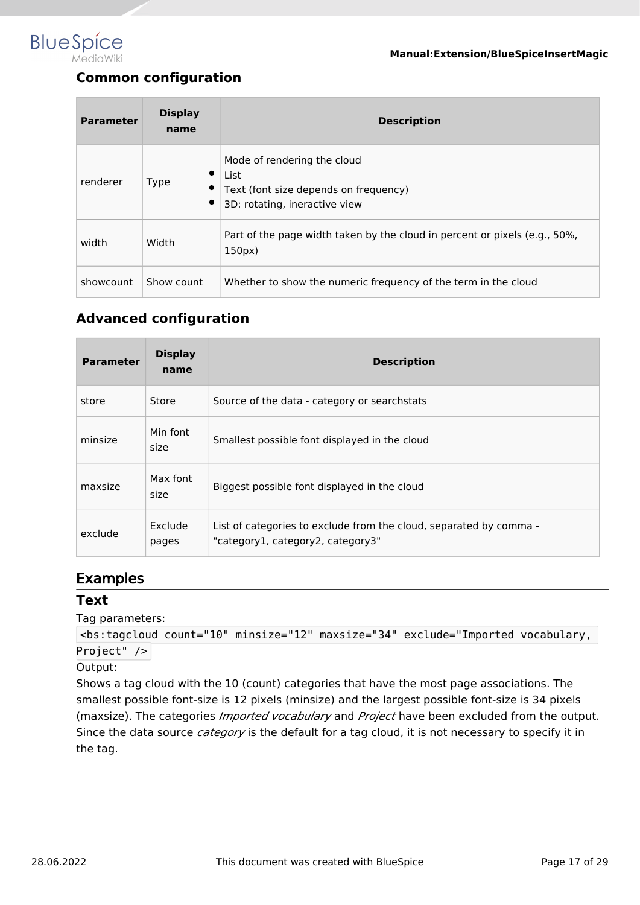### Common configuration

| Parameter | Display name | Description |
|---|---|---|
| renderer | Type | Mode of rendering the cloud<br>• List<br>• Text (font size depends on frequency)<br>• 3D: rotating, ineractive view |
| width | Width | Part of the page width taken by the cloud in percent or pixels (e.g., 50%, 150px) |
| showcount | Show count | Whether to show the numeric frequency of the term in the cloud |

### Advanced configuration

| Parameter | Display name | Description |
|---|---|---|
| store | Store | Source of the data - category or searchstats |
| minsize | Min font size | Smallest possible font displayed in the cloud |
| maxsize | Max font size | Biggest possible font displayed in the cloud |
| exclude | Exclude pages | List of categories to exclude from the cloud, separated by comma - "category1, category2, category3" |

## Examples

### Text

Tag parameters:

```
<bs:tagcloud count="10" minsize="12" maxsize="34" exclude="Imported vocabulary, Project" />
```

Output:

Shows a tag cloud with the 10 (count) categories that have the most page associations. The smallest possible font-size is 12 pixels (minsize) and the largest possible font-size is 34 pixels (maxsize). The categories *Imported vocabulary* and *Project* have been excluded from the output. Since the data source *category* is the default for a tag cloud, it is not necessary to specify it in the tag.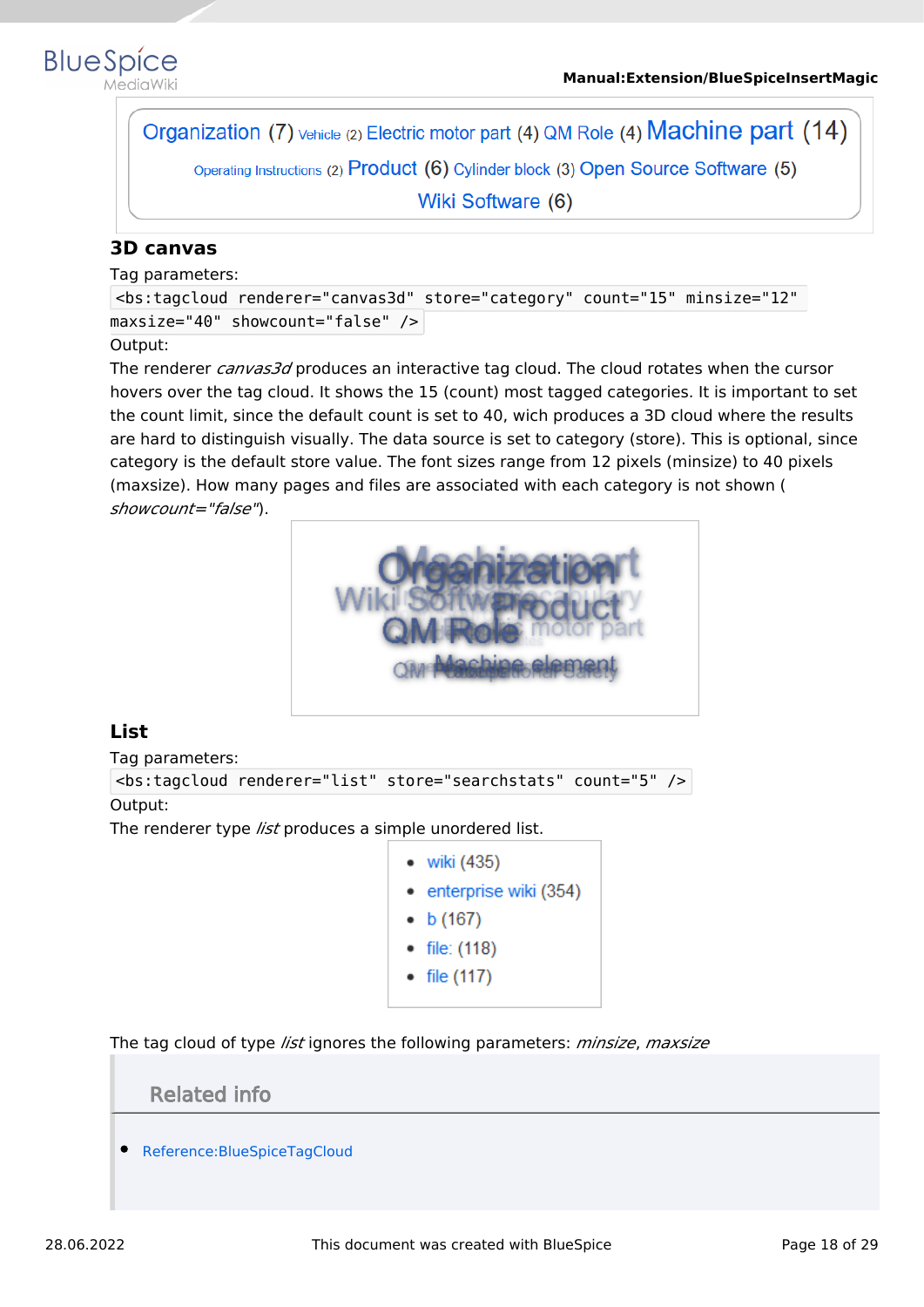Organization (7) Vehicle (2) Electric motor part (4) QM Role (4) Machine part (14) Operating Instructions (2) Product (6) Cylinder block (3) Open Source Software (5) Wiki Software (6)

### 3D canvas

Tag parameters:

```
<bs:tagcloud renderer="canvas3d" store="category" count="15" minsize="12" maxsize="40" showcount="false" />
```

Output:

The renderer *canvas3d* produces an interactive tag cloud. The cloud rotates when the cursor hovers over the tag cloud. It shows the 15 (count) most tagged categories. It is important to set the count limit, since the default count is set to 40, wich produces a 3D cloud where the results are hard to distinguish visually. The data source is set to category (store). This is optional, since category is the default store value. The font sizes range from 12 pixels (minsize) to 40 pixels (maxsize). How many pages and files are associated with each category is not shown ( *showcount="false"*).

### List

Tag parameters:

```
<bs:tagcloud renderer="list" store="searchstats" count="5" />
```

Output:

The renderer type *list* produces a simple unordered list.

- wiki (435)
- enterprise wiki (354)
- b (167)
- file: (118)
- file (117)

The tag cloud of type *list* ignores the following parameters: *minsize*, *maxsize*

## Related info

- Reference:BlueSpiceTagCloud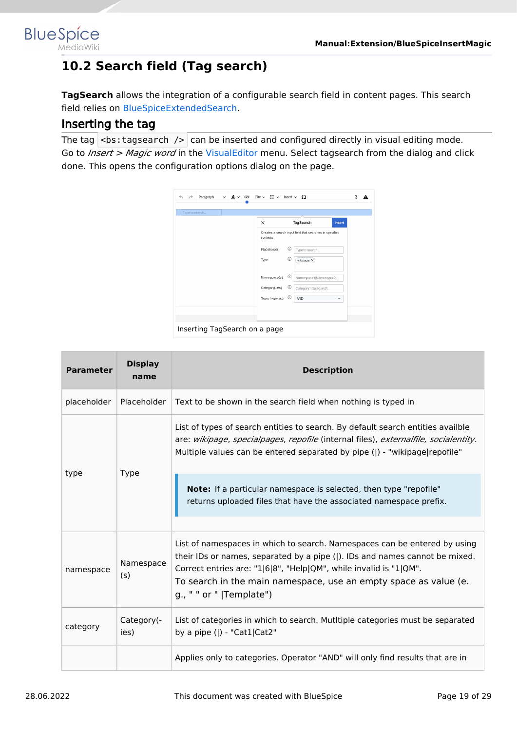## 10.2 Search field (Tag search)

**TagSearch** allows the integration of a configurable search field in content pages. This search field relies on BlueSpiceExtendedSearch.

### Inserting the tag

The tag `<bs:tagsearch />` can be inserted and configured directly in visual editing mode. Go to *Insert > Magic word* in the VisualEditor menu. Select tagsearch from the dialog and click done. This opens the configuration options dialog on the page.

Inserting TagSearch on a page

| Parameter | Display name | Description |
|---|---|---|
| placeholder | Placeholder | Text to be shown in the search field when nothing is typed in |
| type | Type | List of types of search entities to search. By default search entities availble are: *wikipage*, *specialpages*, *repofile* (internal files), *externalfile, socialentity*. Multiple values can be entered separated by pipe (\|) - "wikipage\|repofile" **Note:** If a particular namespace is selected, then type "repofile" returns uploaded files that have the associated namespace prefix. |
| namespace | Namespace (s) | List of namespaces in which to search. Namespaces can be entered by using their IDs or names, separated by a pipe (\|). IDs and names cannot be mixed. Correct entries are: "1\|6\|8", "Help\|QM", while invalid is "1\|QM". To search in the main namespace, use an empty space as value (e. g., " " or " \|Template") |
| category | Category(-ies) | List of categories in which to search. Mutltiple categories must be separated by a pipe (\|) - "Cat1\|Cat2" |
| | | Applies only to categories. Operator "AND" will only find results that are in |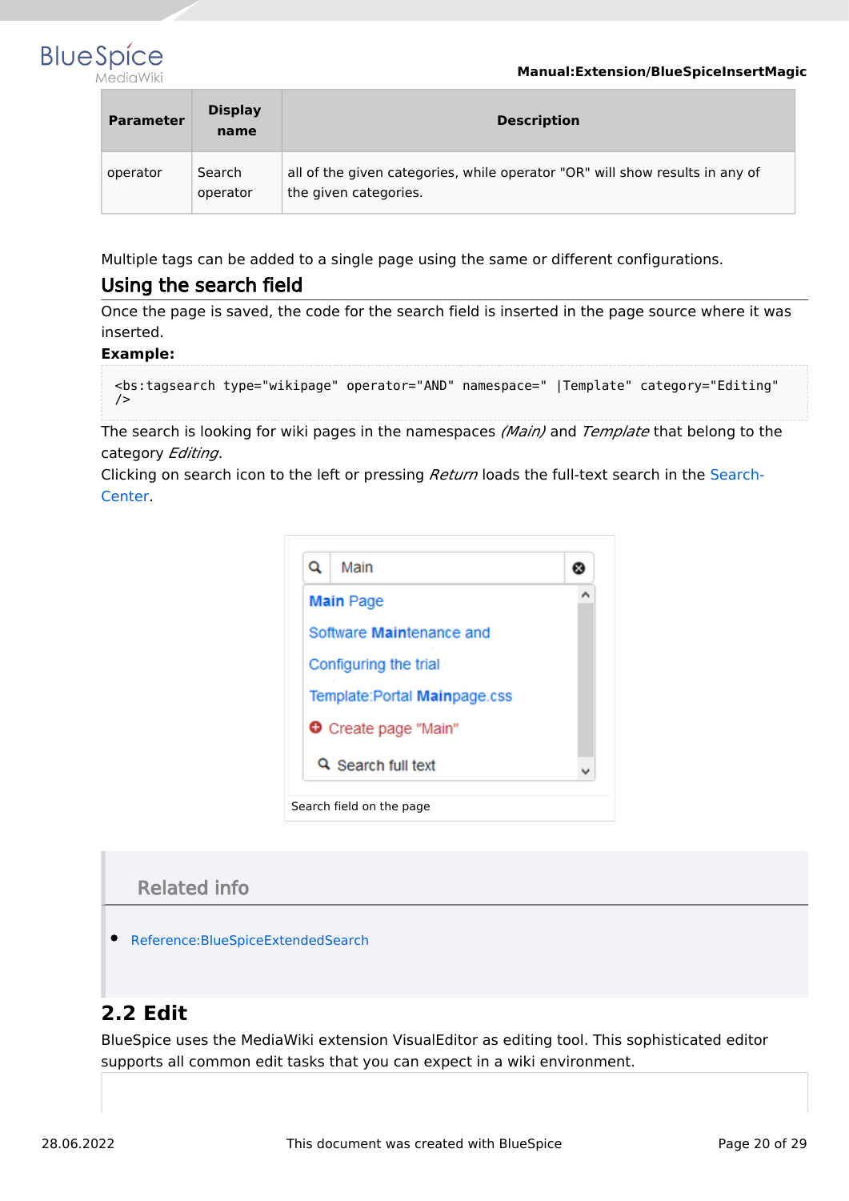| Parameter | Display name | Description |
| --- | --- | --- |
| operator | Search operator | all of the given categories, while operator "OR" will show results in any of the given categories. |

Multiple tags can be added to a single page using the same or different configurations.

## Using the search field

Once the page is saved, the code for the search field is inserted in the page source where it was inserted.

**Example:**

```
<bs:tagsearch type="wikipage" operator="AND" namespace=" |Template" category="Editing"
/>
```

The search is looking for wiki pages in the namespaces *(Main)* and *Template* that belong to the category *Editing*.

Clicking on search icon to the left or pressing *Return* loads the full-text search in the Search-Center.

Search field on the page

### Related info

- Reference:BlueSpiceExtendedSearch

# 2.2 Edit

BlueSpice uses the MediaWiki extension VisualEditor as editing tool. This sophisticated editor supports all common edit tasks that you can expect in a wiki environment.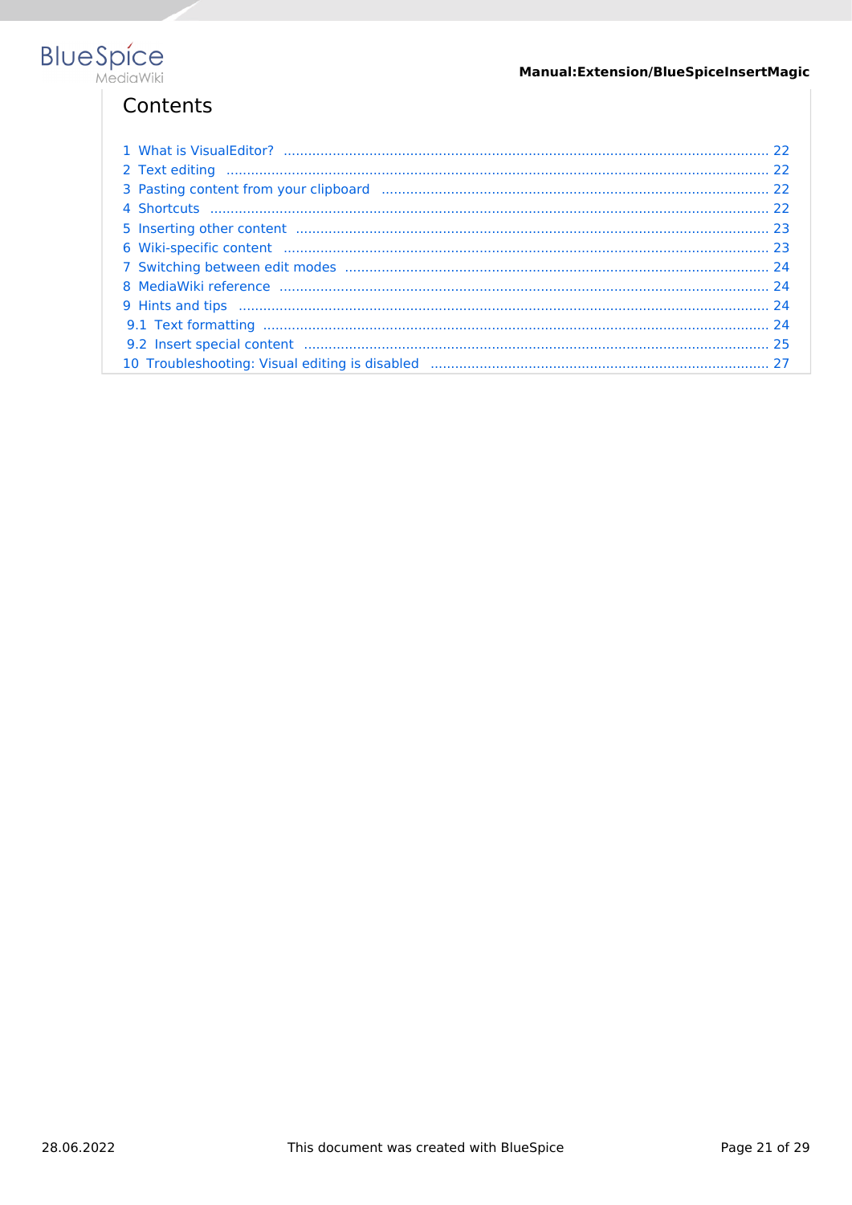## Contents

1 What is VisualEditor? ..... 22
2 Text editing ..... 22
3 Pasting content from your clipboard ..... 22
4 Shortcuts ..... 22
5 Inserting other content ..... 23
6 Wiki-specific content ..... 23
7 Switching between edit modes ..... 24
8 MediaWiki reference ..... 24
9 Hints and tips ..... 24
  9.1 Text formatting ..... 24
  9.2 Insert special content ..... 25
10 Troubleshooting: Visual editing is disabled ..... 27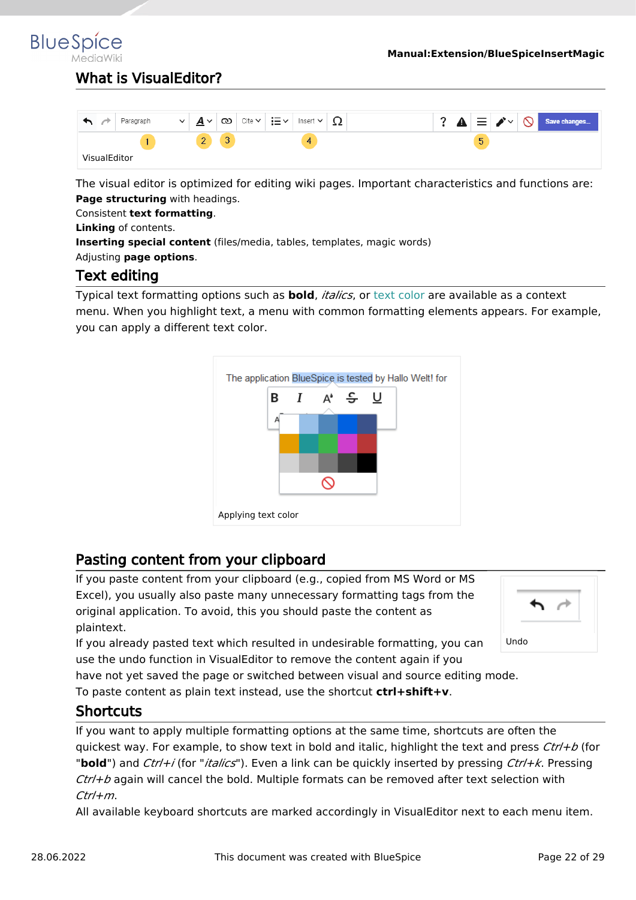## What is VisualEditor?

VisualEditor

The visual editor is optimized for editing wiki pages. Important characteristics and functions are:
**Page structuring** with headings.
Consistent **text formatting**.
**Linking** of contents.
**Inserting special content** (files/media, tables, templates, magic words)
Adjusting **page options**.

## Text editing

Typical text formatting options such as **bold**, *italics*, or text color are available as a context menu. When you highlight text, a menu with common formatting elements appears. For example, you can apply a different text color.

Applying text color

## Pasting content from your clipboard

If you paste content from your clipboard (e.g., copied from MS Word or MS Excel), you usually also paste many unnecessary formatting tags from the original application. To avoid, this you should paste the content as plaintext.

Undo

If you already pasted text which resulted in undesirable formatting, you can use the undo function in VisualEditor to remove the content again if you have not yet saved the page or switched between visual and source editing mode.
To paste content as plain text instead, use the shortcut **ctrl+shift+v**.

## Shortcuts

If you want to apply multiple formatting options at the same time, shortcuts are often the quickest way. For example, to show text in bold and italic, highlight the text and press *Ctrl+b* (for "**bold**") and *Ctrl+i* (for "*italics*"). Even a link can be quickly inserted by pressing *Ctrl+k*. Pressing *Ctrl+b* again will cancel the bold. Multiple formats can be removed after text selection with *Ctrl+m*.
All available keyboard shortcuts are marked accordingly in VisualEditor next to each menu item.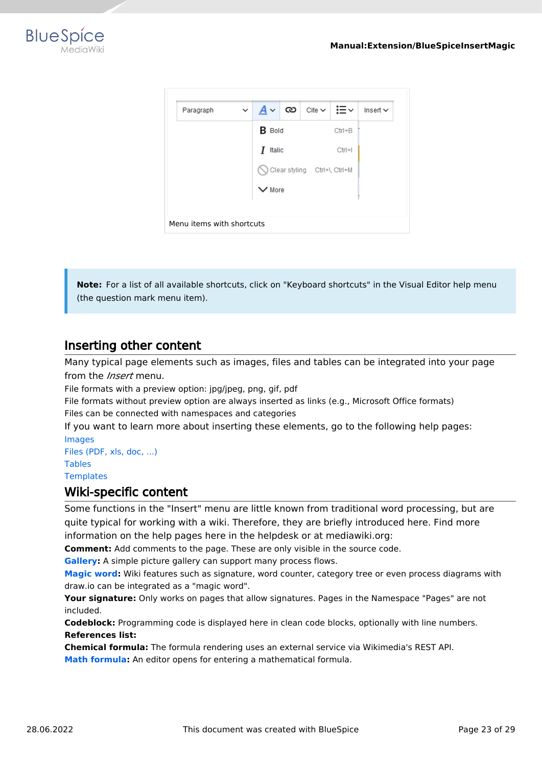Menu items with shortcuts

**Note:** For a list of all available shortcuts, click on "Keyboard shortcuts" in the Visual Editor help menu (the question mark menu item).

## Inserting other content

Many typical page elements such as images, files and tables can be integrated into your page from the *Insert* menu.

File formats with a preview option: jpg/jpeg, png, gif, pdf

File formats without preview option are always inserted as links (e.g., Microsoft Office formats)

Files can be connected with namespaces and categories

If you want to learn more about inserting these elements, go to the following help pages:

Images

Files (PDF, xls, doc, ...)

Tables

Templates

## Wiki-specific content

Some functions in the "Insert" menu are little known from traditional word processing, but are quite typical for working with a wiki. Therefore, they are briefly introduced here. Find more information on the help pages here in the helpdesk or at mediawiki.org:

**Comment:** Add comments to the page. These are only visible in the source code.

**Gallery:** A simple picture gallery can support many process flows.

**Magic word:** Wiki features such as signature, word counter, category tree or even process diagrams with draw.io can be integrated as a "magic word".

**Your signature:** Only works on pages that allow signatures. Pages in the Namespace "Pages" are not included.

**Codeblock:** Programming code is displayed here in clean code blocks, optionally with line numbers.

**References list:**

**Chemical formula:** The formula rendering uses an external service via Wikimedia's REST API.

**Math formula:** An editor opens for entering a mathematical formula.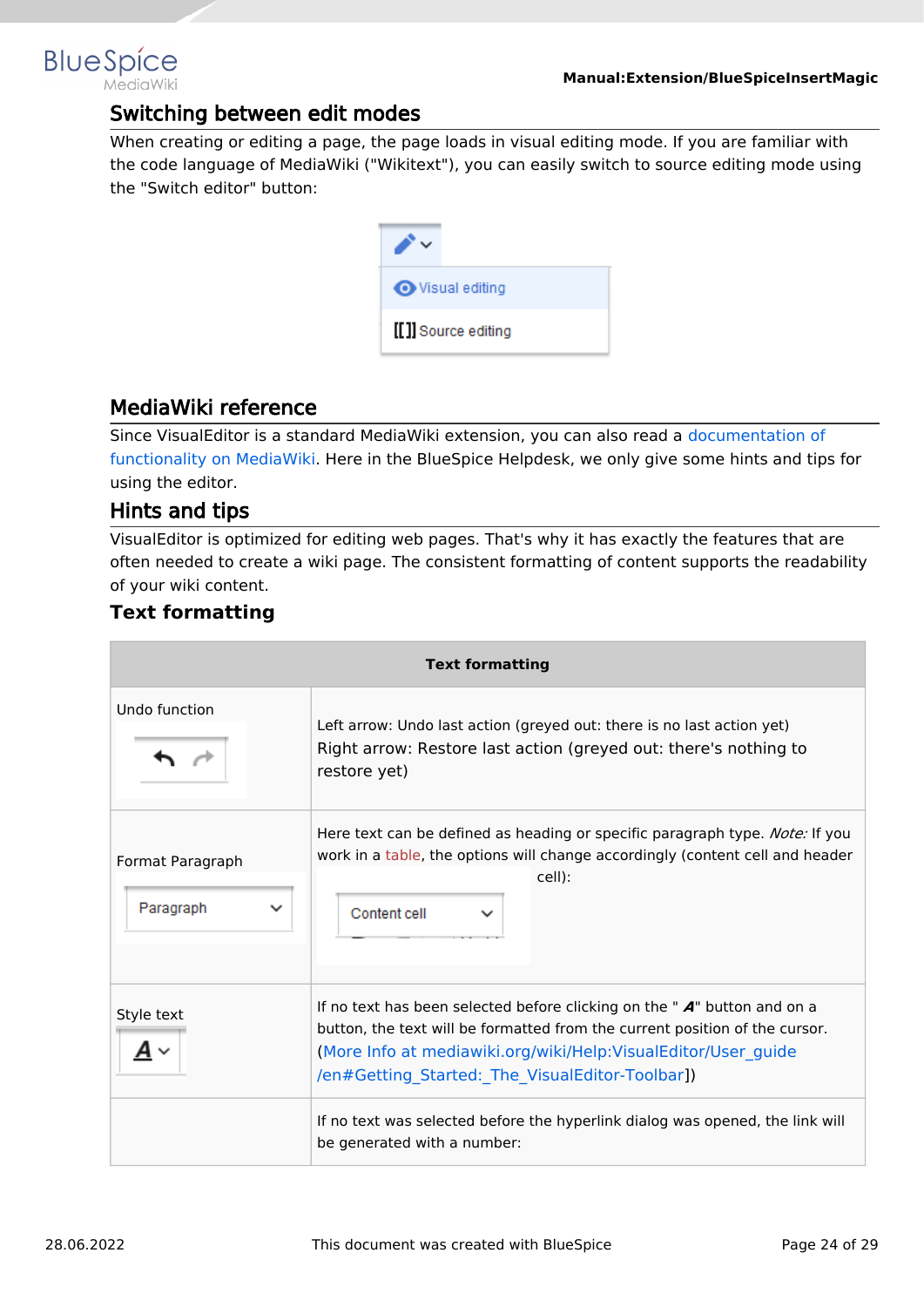## Switching between edit modes

When creating or editing a page, the page loads in visual editing mode. If you are familiar with the code language of MediaWiki ("Wikitext"), you can easily switch to source editing mode using the "Switch editor" button:

## MediaWiki reference

Since VisualEditor is a standard MediaWiki extension, you can also read a documentation of functionality on MediaWiki. Here in the BlueSpice Helpdesk, we only give some hints and tips for using the editor.

## Hints and tips

VisualEditor is optimized for editing web pages. That's why it has exactly the features that are often needed to create a wiki page. The consistent formatting of content supports the readability of your wiki content.

### Text formatting

| Text formatting | |
|---|---|
| Undo function | Left arrow: Undo last action (greyed out: there is no last action yet)<br>Right arrow: Restore last action (greyed out: there's nothing to restore yet) |
| Format Paragraph | Here text can be defined as heading or specific paragraph type. *Note:* If you work in a table, the options will change accordingly (content cell and header cell): |
| Style text | If no text has been selected before clicking on the " **A**" button and on a button, the text will be formatted from the current position of the cursor. (More Info at mediawiki.org/wiki/Help:VisualEditor/User_guide/en#Getting_Started:_The_VisualEditor-Toolbar]) |
| | If no text was selected before the hyperlink dialog was opened, the link will be generated with a number: |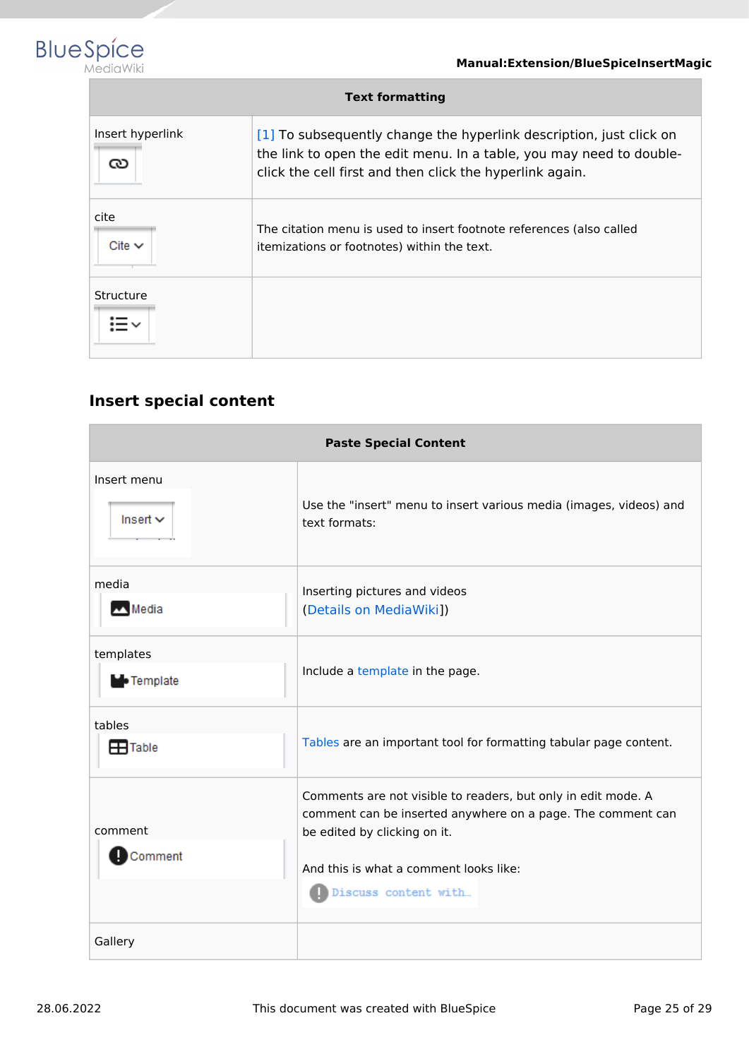| Text formatting | |
|---|---|
| Insert hyperlink | [1] To subsequently change the hyperlink description, just click on the link to open the edit menu. In a table, you may need to double-click the cell first and then click the hyperlink again. |
| cite<br>Cite | The citation menu is used to insert footnote references (also called itemizations or footnotes) within the text. |
| Structure | |

## Insert special content

| Paste Special Content | |
|---|---|
| Insert menu<br>Insert | Use the "insert" menu to insert various media (images, videos) and text formats: |
| media<br>Media | Inserting pictures and videos<br>(Details on MediaWiki]) |
| templates<br>Template | Include a template in the page. |
| tables<br>Table | Tables are an important tool for formatting tabular page content. |
| comment<br>Comment | Comments are not visible to readers, but only in edit mode. A comment can be inserted anywhere on a page. The comment can be edited by clicking on it.<br><br>And this is what a comment looks like:<br>Discuss content with... |
| Gallery | |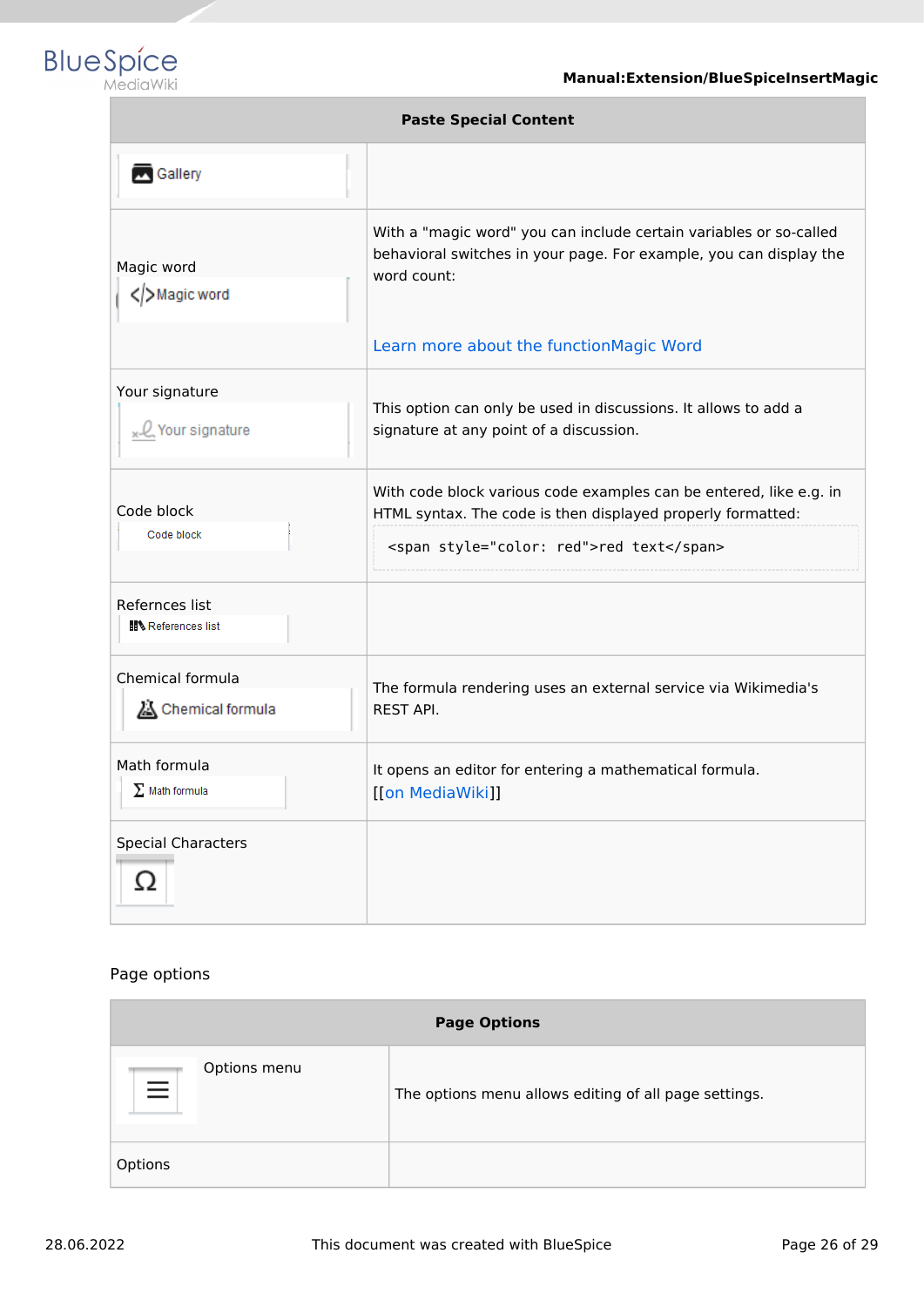| Paste Special Content | |
|---|---|
| Gallery | |
| Magic word<br>Magic word | With a "magic word" you can include certain variables or so-called behavioral switches in your page. For example, you can display the word count:<br><br>Learn more about the functionMagic Word |
| Your signature<br>Your signature | This option can only be used in discussions. It allows to add a signature at any point of a discussion. |
| Code block<br>Code block | With code block various code examples can be entered, like e.g. in HTML syntax. The code is then displayed properly formatted:<br>`<span style="color: red">red text</span>` |
| Refernces list<br>References list | |
| Chemical formula<br>Chemical formula | The formula rendering uses an external service via Wikimedia's REST API. |
| Math formula<br>Σ Math formula | It opens an editor for entering a mathematical formula. [[on MediaWiki]] |
| Special Characters<br>Ω | |

Page options

| Page Options | |
|---|---|
| ≡ Options menu | The options menu allows editing of all page settings. |
| Options | |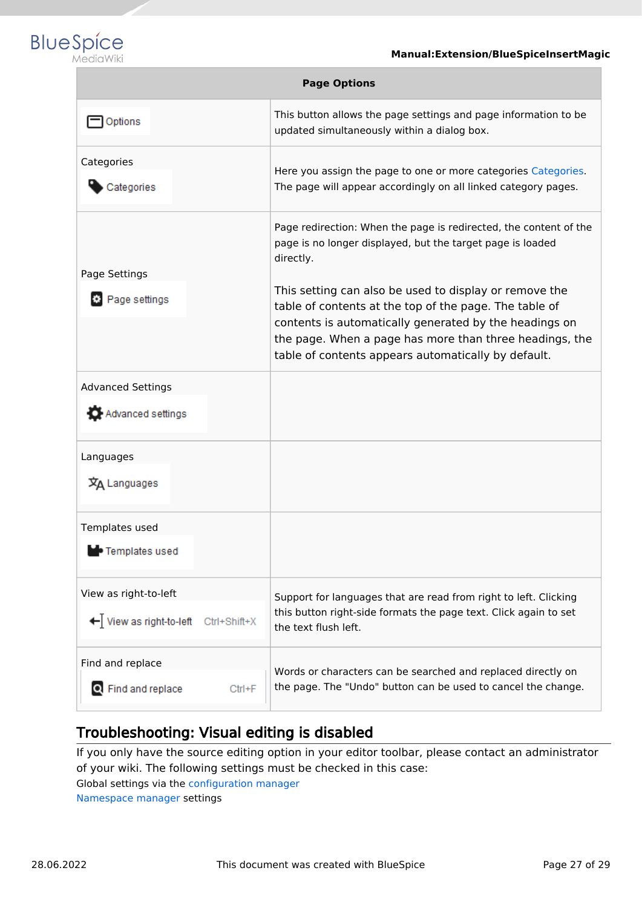| Page Options | |
|---|---|
| Options | This button allows the page settings and page information to be updated simultaneously within a dialog box. |
| Categories<br>Categories | Here you assign the page to one or more categories Categories. The page will appear accordingly on all linked category pages. |
| Page Settings<br>Page settings | Page redirection: When the page is redirected, the content of the page is no longer displayed, but the target page is loaded directly.<br><br>This setting can also be used to display or remove the table of contents at the top of the page. The table of contents is automatically generated by the headings on the page. When a page has more than three headings, the table of contents appears automatically by default. |
| Advanced Settings<br>Advanced settings | |
| Languages<br>Languages | |
| Templates used<br>Templates used | |
| View as right-to-left<br>View as right-to-left Ctrl+Shift+X | Support for languages that are read from right to left. Clicking this button right-side formats the page text. Click again to set the text flush left. |
| Find and replace<br>Find and replace Ctrl+F | Words or characters can be searched and replaced directly on the page. The "Undo" button can be used to cancel the change. |

## Troubleshooting: Visual editing is disabled

If you only have the source editing option in your editor toolbar, please contact an administrator of your wiki. The following settings must be checked in this case:

Global settings via the configuration manager

Namespace manager settings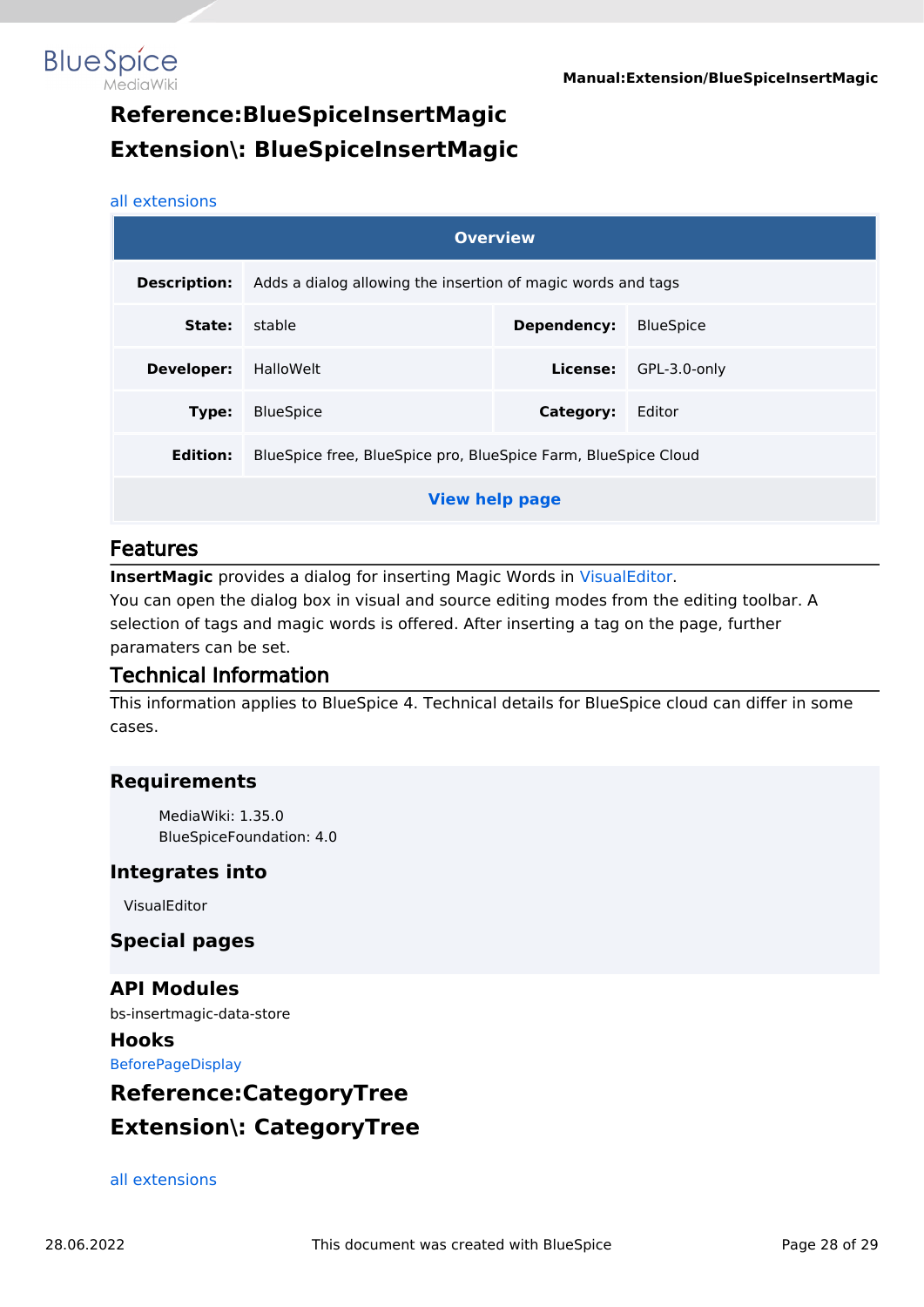# Reference:BlueSpiceInsertMagic

# Extension\: BlueSpiceInsertMagic

all extensions

| Overview | | | |
|---|---|---|---|
| **Description:** | Adds a dialog allowing the insertion of magic words and tags | | |
| **State:** | stable | **Dependency:** | BlueSpice |
| **Developer:** | HalloWelt | **License:** | GPL-3.0-only |
| **Type:** | BlueSpice | **Category:** | Editor |
| **Edition:** | BlueSpice free, BlueSpice pro, BlueSpice Farm, BlueSpice Cloud | | |
| **View help page** | | | |

## Features

**InsertMagic** provides a dialog for inserting Magic Words in VisualEditor.
You can open the dialog box in visual and source editing modes from the editing toolbar. A selection of tags and magic words is offered. After inserting a tag on the page, further paramaters can be set.

## Technical Information

This information applies to BlueSpice 4. Technical details for BlueSpice cloud can differ in some cases.

### Requirements

MediaWiki: 1.35.0
BlueSpiceFoundation: 4.0

### Integrates into

VisualEditor

### Special pages

### API Modules

bs-insertmagic-data-store

### Hooks

BeforePageDisplay

# Reference:CategoryTree

# Extension\: CategoryTree

all extensions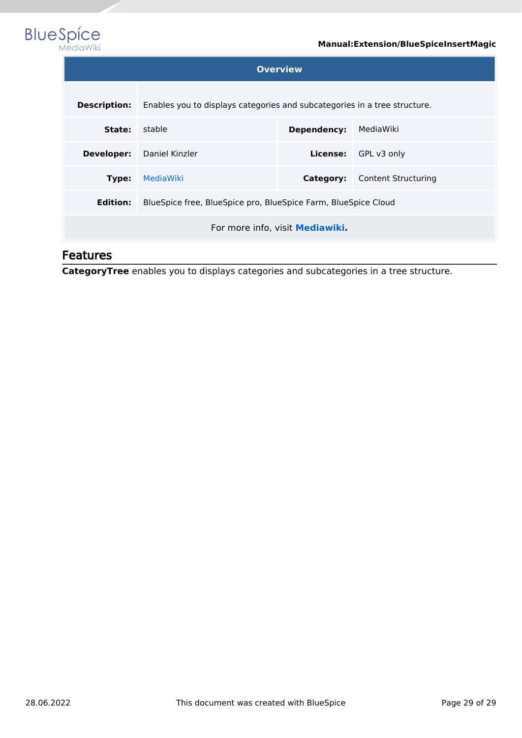| Overview | | | |
| --- | --- | --- | --- |
| **Description:** | Enables you to displays categories and subcategories in a tree structure. | | |
| **State:** | stable | **Dependency:** | MediaWiki |
| **Developer:** | Daniel Kinzler | **License:** | GPL v3 only |
| **Type:** | MediaWiki | **Category:** | Content Structuring |
| **Edition:** | BlueSpice free, BlueSpice pro, BlueSpice Farm, BlueSpice Cloud | | |
| For more info, visit **Mediawiki.** | | | |

## Features

**CategoryTree** enables you to displays categories and subcategories in a tree structure.